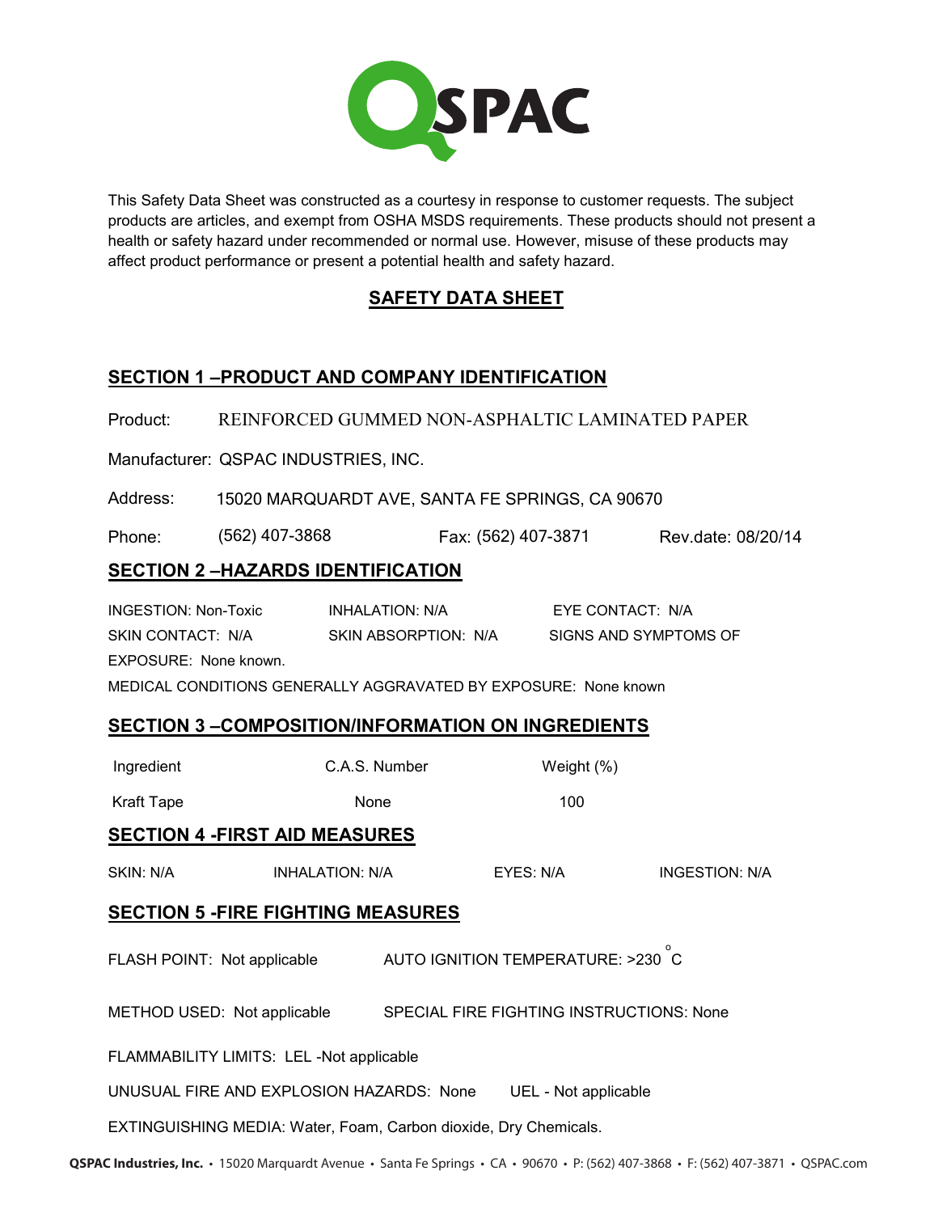QSPAC

This Safety Data Sheet was constructed as a courtesy in response to customer requests. The subject products are articles, and exempt from OSHA MSDS requirements. These products should not present a health or safety hazard under recommended or normal use. However, misuse of these products may affect product performance or present a potential health and safety hazard.

# SAFETY DATA SHEET

## SECTION 1 –PRODUCT AND COMPANY IDENTIFICATION

Product: REINFORCED GUMMED NON-ASPHALTIC LAMINATED PAPER

Manufacturer: QSPAC INDUSTRIES, INC.

Address: 15020 MARQUARDT AVE, SANTA FE SPRINGS, CA 90670

Phone: (562) 407-3868 Fax: (562) 407-3871 Rev.date: 08/20/14

## SECTION 2 –HAZARDS IDENTIFICATION

INGESTION: Non-Toxic INHALATION: N/A EYE CONTACT: N/A

SKIN CONTACT: N/A SKIN ABSORPTION: N/A SIGNS AND SYMPTOMS OF EXPOSURE: None known.

MEDICAL CONDITIONS GENERALLY AGGRAVATED BY EXPOSURE: None known

## SECTION 3 –COMPOSITION/INFORMATION ON INGREDIENTS

| Ingredient | C.A.S. Number | Weight (%) |
|---|---|---|
| Kraft Tape | None | 100 |

## SECTION 4 -FIRST AID MEASURES

SKIN: N/A INHALATION: N/A EYES: N/A INGESTION: N/A

## SECTION 5 -FIRE FIGHTING MEASURES

FLASH POINT: Not applicable AUTO IGNITION TEMPERATURE: >230 °C

METHOD USED: Not applicable SPECIAL FIRE FIGHTING INSTRUCTIONS: None

FLAMMABILITY LIMITS: LEL -Not applicable

UNUSUAL FIRE AND EXPLOSION HAZARDS: None UEL - Not applicable

EXTINGUISHING MEDIA: Water, Foam, Carbon dioxide, Dry Chemicals.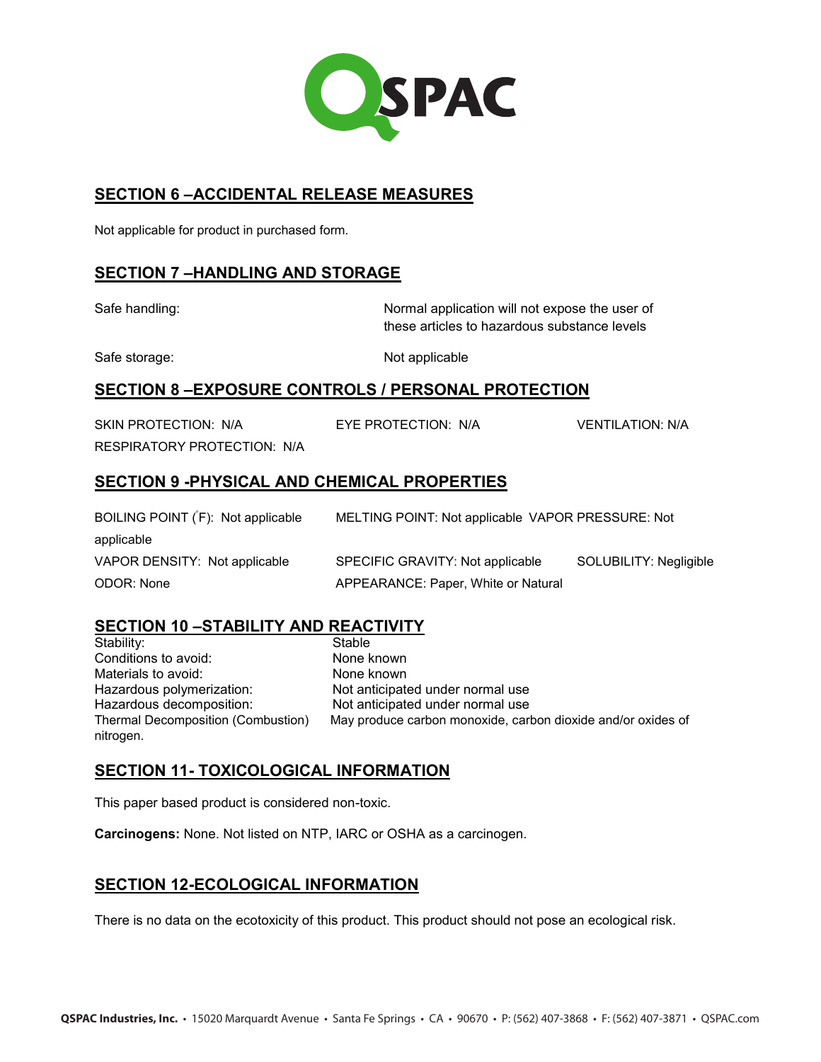## SECTION 6 –ACCIDENTAL RELEASE MEASURES

Not applicable for product in purchased form.

## SECTION 7 –HANDLING AND STORAGE

| | |
|---|---|
| Safe handling: | Normal application will not expose the user of these articles to hazardous substance levels |
| Safe storage: | Not applicable |

## SECTION 8 –EXPOSURE CONTROLS / PERSONAL PROTECTION

SKIN PROTECTION: N/A　　EYE PROTECTION: N/A　　VENTILATION: N/A

RESPIRATORY PROTECTION: N/A

## SECTION 9 -PHYSICAL AND CHEMICAL PROPERTIES

BOILING POINT (°F): Not applicable　　MELTING POINT: Not applicable　　VAPOR PRESSURE: Not applicable

VAPOR DENSITY: Not applicable　　SPECIFIC GRAVITY: Not applicable　　SOLUBILITY: Negligible

ODOR: None　　APPEARANCE: Paper, White or Natural

## SECTION 10 –STABILITY AND REACTIVITY

| | |
|---|---|
| Stability: | Stable |
| Conditions to avoid: | None known |
| Materials to avoid: | None known |
| Hazardous polymerization: | Not anticipated under normal use |
| Hazardous decomposition: | Not anticipated under normal use |
| Thermal Decomposition (Combustion) | May produce carbon monoxide, carbon dioxide and/or oxides of nitrogen. |

## SECTION 11- TOXICOLOGICAL INFORMATION

This paper based product is considered non-toxic.

**Carcinogens:** None. Not listed on NTP, IARC or OSHA as a carcinogen.

## SECTION 12-ECOLOGICAL INFORMATION

There is no data on the ecotoxicity of this product. This product should not pose an ecological risk.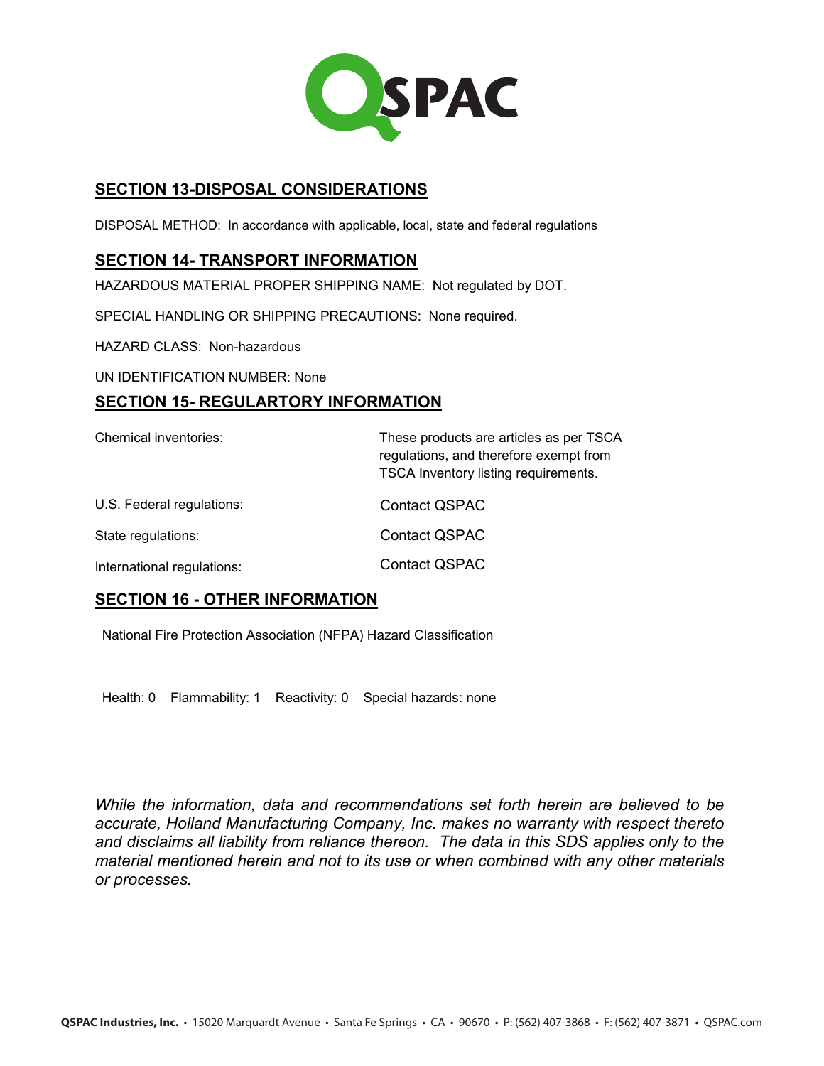## SECTION 13-DISPOSAL CONSIDERATIONS

DISPOSAL METHOD: In accordance with applicable, local, state and federal regulations

## SECTION 14- TRANSPORT INFORMATION

HAZARDOUS MATERIAL PROPER SHIPPING NAME: Not regulated by DOT.

SPECIAL HANDLING OR SHIPPING PRECAUTIONS: None required.

HAZARD CLASS: Non-hazardous

UN IDENTIFICATION NUMBER: None

## SECTION 15- REGULARTORY INFORMATION

| | |
|---|---|
| Chemical inventories: | These products are articles as per TSCA regulations, and therefore exempt from TSCA Inventory listing requirements. |
| U.S. Federal regulations: | Contact QSPAC |
| State regulations: | Contact QSPAC |
| International regulations: | Contact QSPAC |

## SECTION 16 - OTHER INFORMATION

National Fire Protection Association (NFPA) Hazard Classification

Health: 0 Flammability: 1 Reactivity: 0 Special hazards: none

*While the information, data and recommendations set forth herein are believed to be accurate, Holland Manufacturing Company, Inc. makes no warranty with respect thereto and disclaims all liability from reliance thereon. The data in this SDS applies only to the material mentioned herein and not to its use or when combined with any other materials or processes.*